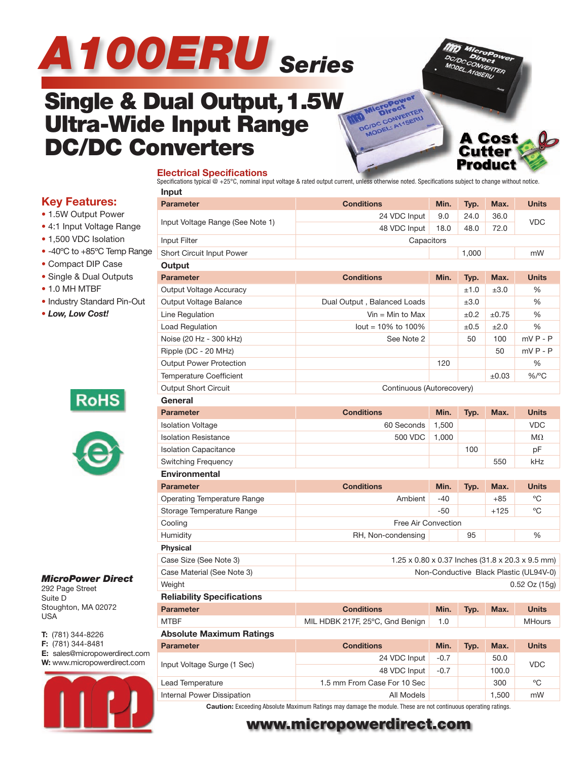# A100ERU Series

## Single & Dual Output, 1.5W Ultra-Wide Input Range DC/DC Converters

A Cost Cutter Product

### Key Features:

- 1.5W Output Power
- 4:1 Input Voltage Range
- 1,500 VDC Isolation
- -40ºC to +85ºC Temp Range
- Compact DIP Case
- Single & Dual Outputs
- 1.0 MH MTBF
- Industry Standard Pin-Out
- ***Low, Low Cost!***

RoHS

**MicroPower Direct**
292 Page Street
Suite D
Stoughton, MA 02072
USA

**T:** (781) 344-8226
**F:** (781) 344-8481
**E:** sales@micropowerdirect.com
**W:** www.micropowerdirect.com

## Electrical Specifications

Specifications typical @ +25°C, nominal input voltage & rated output current, unless otherwise noted. Specifications subject to change without notice.

### Input

| Parameter | Conditions | Min. | Typ. | Max. | Units |
|---|---|---|---|---|---|
| Input Voltage Range (See Note 1) | 24 VDC Input | 9.0 | 24.0 | 36.0 | VDC |
| | 48 VDC Input | 18.0 | 48.0 | 72.0 | |
| Input Filter | Capacitors | | | | |
| Short Circuit Input Power | | | 1,000 | | mW |

### Output

| Parameter | Conditions | Min. | Typ. | Max. | Units |
|---|---|---|---|---|---|
| Output Voltage Accuracy | | | ±1.0 | ±3.0 | % |
| Output Voltage Balance | Dual Output , Balanced Loads | | ±3.0 | | % |
| Line Regulation | Vin = Min to Max | | ±0.2 | ±0.75 | % |
| Load Regulation | Iout = 10% to 100% | | ±0.5 | ±2.0 | % |
| Noise (20 Hz - 300 kHz) | See Note 2 | | 50 | 100 | mV P - P |
| Ripple (DC - 20 MHz) | | | | 50 | mV P - P |
| Output Power Protection | | 120 | | | % |
| Temperature Coefficient | | | | ±0.03 | %/ºC |
| Output Short Circuit | Continuous (Autorecovery) | | | | |

### General

| Parameter | Conditions | Min. | Typ. | Max. | Units |
|---|---|---|---|---|---|
| Isolation Voltage | 60 Seconds | 1,500 | | | VDC |
| Isolation Resistance | 500 VDC | 1,000 | | | MΩ |
| Isolation Capacitance | | | 100 | | pF |
| Switching Frequency | | | | 550 | kHz |

### Environmental

| Parameter | Conditions | Min. | Typ. | Max. | Units |
|---|---|---|---|---|---|
| Operating Temperature Range | Ambient | -40 | | +85 | ºC |
| Storage Temperature Range | | -50 | | +125 | ºC |
| Cooling | Free Air Convection | | | | |
| Humidity | RH, Non-condensing | | 95 | | % |

### Physical

| | |
|---|---|
| Case Size (See Note 3) | 1.25 x 0.80 x 0.37 Inches (31.8 x 20.3 x 9.5 mm) |
| Case Material (See Note 3) | Non-Conductive Black Plastic (UL94V-0) |
| Weight | 0.52 Oz (15g) |

### Reliability Specifications

| Parameter | Conditions | Min. | Typ. | Max. | Units |
|---|---|---|---|---|---|
| MTBF | MIL HDBK 217F, 25ºC, Gnd Benign | 1.0 | | | MHours |

### Absolute Maximum Ratings

| Parameter | Conditions | Min. | Typ. | Max. | Units |
|---|---|---|---|---|---|
| Input Voltage Surge (1 Sec) | 24 VDC Input | -0.7 | | 50.0 | VDC |
| | 48 VDC Input | -0.7 | | 100.0 | |
| Lead Temperature | 1.5 mm From Case For 10 Sec | | | 300 | ºC |
| Internal Power Dissipation | All Models | | | 1,500 | mW |

**Caution:** Exceeding Absolute Maximum Ratings may damage the module. These are not continuous operating ratings.

**www.micropowerdirect.com**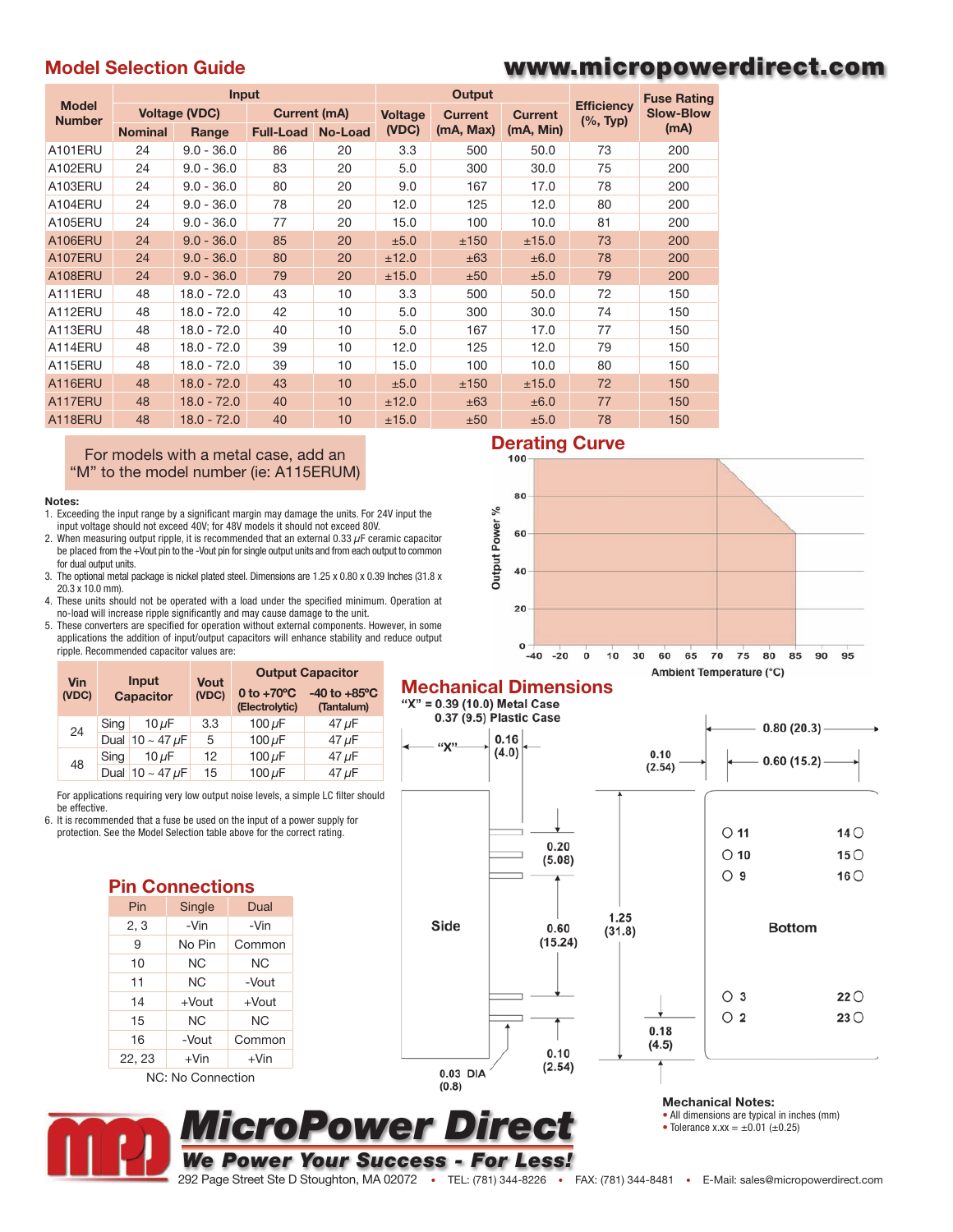## Model Selection Guide

www.micropowerdirect.com

| Model Number | Input | | | | Output | | | Efficiency (%, Typ) | Fuse Rating Slow-Blow (mA) |
|---|---|---|---|---|---|---|---|---|---|
| | Voltage (VDC) | | Current (mA) | | Voltage (VDC) | Current (mA, Max) | Current (mA, Min) | | |
| | Nominal | Range | Full-Load | No-Load | | | | | |
| A101ERU | 24 | 9.0 - 36.0 | 86 | 20 | 3.3 | 500 | 50.0 | 73 | 200 |
| A102ERU | 24 | 9.0 - 36.0 | 83 | 20 | 5.0 | 300 | 30.0 | 75 | 200 |
| A103ERU | 24 | 9.0 - 36.0 | 80 | 20 | 9.0 | 167 | 17.0 | 78 | 200 |
| A104ERU | 24 | 9.0 - 36.0 | 78 | 20 | 12.0 | 125 | 12.0 | 80 | 200 |
| A105ERU | 24 | 9.0 - 36.0 | 77 | 20 | 15.0 | 100 | 10.0 | 81 | 200 |
| A106ERU | 24 | 9.0 - 36.0 | 85 | 20 | ±5.0 | ±150 | ±15.0 | 73 | 200 |
| A107ERU | 24 | 9.0 - 36.0 | 80 | 20 | ±12.0 | ±63 | ±6.0 | 78 | 200 |
| A108ERU | 24 | 9.0 - 36.0 | 79 | 20 | ±15.0 | ±50 | ±5.0 | 79 | 200 |
| A111ERU | 48 | 18.0 - 72.0 | 43 | 10 | 3.3 | 500 | 50.0 | 72 | 150 |
| A112ERU | 48 | 18.0 - 72.0 | 42 | 10 | 5.0 | 300 | 30.0 | 74 | 150 |
| A113ERU | 48 | 18.0 - 72.0 | 40 | 10 | 5.0 | 167 | 17.0 | 77 | 150 |
| A114ERU | 48 | 18.0 - 72.0 | 39 | 10 | 12.0 | 125 | 12.0 | 79 | 150 |
| A115ERU | 48 | 18.0 - 72.0 | 39 | 10 | 15.0 | 100 | 10.0 | 80 | 150 |
| A116ERU | 48 | 18.0 - 72.0 | 43 | 10 | ±5.0 | ±150 | ±15.0 | 72 | 150 |
| A117ERU | 48 | 18.0 - 72.0 | 40 | 10 | ±12.0 | ±63 | ±6.0 | 77 | 150 |
| A118ERU | 48 | 18.0 - 72.0 | 40 | 10 | ±15.0 | ±50 | ±5.0 | 78 | 150 |

For models with a metal case, add an "M" to the model number (ie: A115ERUM)

**Notes:**

1. Exceeding the input range by a significant margin may damage the units. For 24V input the input voltage should not exceed 40V; for 48V models it should not exceed 80V.
2. When measuring output ripple, it is recommended that an external 0.33 μF ceramic capacitor be placed from the +Vout pin to the -Vout pin for single output units and from each output to common for dual output units.
3. The optional metal package is nickel plated steel. Dimensions are 1.25 x 0.80 x 0.39 Inches (31.8 x 20.3 x 10.0 mm).
4. These units should not be operated with a load under the specified minimum. Operation at no-load will increase ripple significantly and may cause damage to the unit.
5. These converters are specified for operation without external components. However, in some applications the addition of input/output capacitors will enhance stability and reduce output ripple. Recommended capacitor values are:

| Vin (VDC) | Input Capacitor | | Vout (VDC) | Output Capacitor | |
|---|---|---|---|---|---|
| | | | | 0 to +70ºC (Electrolytic) | -40 to +85ºC (Tantalum) |
| 24 | Sing | 10 μF | 3.3 | 100 μF | 47 μF |
| | Dual | 10 ~ 47 μF | 5 | 100 μF | 47 μF |
| 48 | Sing | 10 μF | 12 | 100 μF | 47 μF |
| | Dual | 10 ~ 47 μF | 15 | 100 μF | 47 μF |

For applications requiring very low output noise levels, a simple LC filter should be effective.

6. It is recommended that a fuse be used on the input of a power supply for protection. See the Model Selection table above for the correct rating.

## Derating Curve

Output Power %

100, 80, 60, 40, 20, 0

-40 -20 0 10 30 60 65 70 75 80 85 90 95

Ambient Temperature (°C)

## Pin Connections

| Pin | Single | Dual |
|---|---|---|
| 2, 3 | -Vin | -Vin |
| 9 | No Pin | Common |
| 10 | NC | NC |
| 11 | NC | -Vout |
| 14 | +Vout | +Vout |
| 15 | NC | NC |
| 16 | -Vout | Common |
| 22, 23 | +Vin | +Vin |

NC: No Connection

## Mechanical Dimensions

"X" = 0.39 (10.0) Metal Case
0.37 (9.5) Plastic Case

"X"
0.16 (4.0)
0.20 (5.08)
Side
0.60 (15.24)
1.25 (31.8)
0.10 (2.54)
0.03 DIA (0.8)
0.18 (4.5)
0.80 (20.3)
0.10 (2.54)
0.60 (15.2)
11 10 9 14 15 16
Bottom
3 2 22 23

**Mechanical Notes:**

- All dimensions are typical in inches (mm)
- Tolerance x.xx = ±0.01 (±0.25)

**MicroPower Direct**

**We Power Your Success - For Less!**

292 Page Street Ste D Stoughton, MA 02072 • TEL: (781) 344-8226 • FAX: (781) 344-8481 • E-Mail: sales@micropowerdirect.com